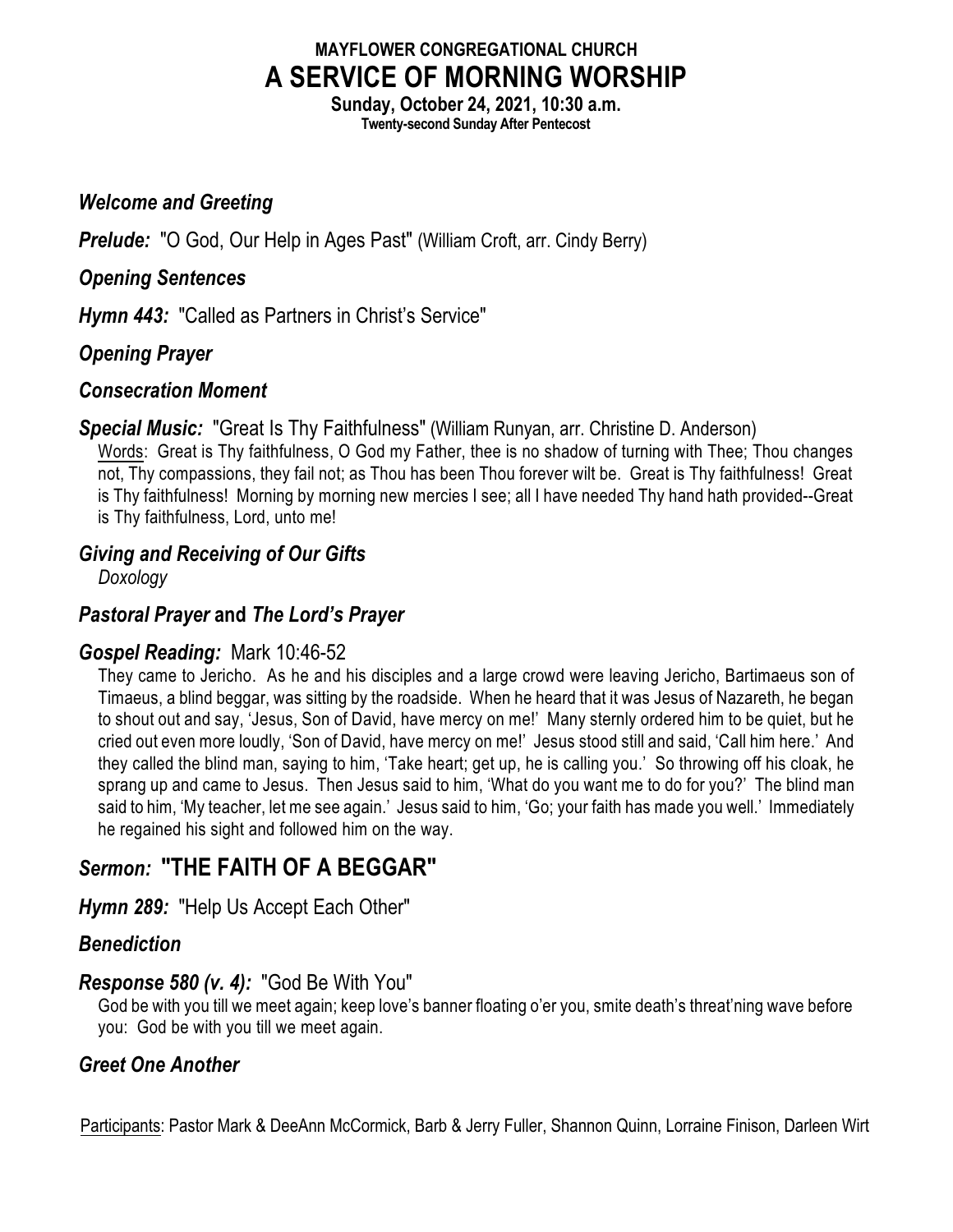**MAYFLOWER CONGREGATIONAL CHURCH**

# A SERVICE OF MORNING WORSHIP

**Sunday, October 24, 2021, 10:30 a.m.**

**Twenty-second Sunday After Pentecost**

***Welcome and Greeting***

***Prelude:*** "O God, Our Help in Ages Past" (William Croft, arr. Cindy Berry)

***Opening Sentences***

***Hymn 443:*** "Called as Partners in Christ's Service"

***Opening Prayer***

***Consecration Moment***

***Special Music:*** "Great Is Thy Faithfulness" (William Runyan, arr. Christine D. Anderson)

Words: Great is Thy faithfulness, O God my Father, thee is no shadow of turning with Thee; Thou changes not, Thy compassions, they fail not; as Thou has been Thou forever wilt be. Great is Thy faithfulness! Great is Thy faithfulness! Morning by morning new mercies I see; all I have needed Thy hand hath provided--Great is Thy faithfulness, Lord, unto me!

***Giving and Receiving of Our Gifts***

*Doxology*

***Pastoral Prayer* and *The Lord's Prayer***

***Gospel Reading:*** Mark 10:46-52

They came to Jericho. As he and his disciples and a large crowd were leaving Jericho, Bartimaeus son of Timaeus, a blind beggar, was sitting by the roadside. When he heard that it was Jesus of Nazareth, he began to shout out and say, 'Jesus, Son of David, have mercy on me!' Many sternly ordered him to be quiet, but he cried out even more loudly, 'Son of David, have mercy on me!' Jesus stood still and said, 'Call him here.' And they called the blind man, saying to him, 'Take heart; get up, he is calling you.' So throwing off his cloak, he sprang up and came to Jesus. Then Jesus said to him, 'What do you want me to do for you?' The blind man said to him, 'My teacher, let me see again.' Jesus said to him, 'Go; your faith has made you well.' Immediately he regained his sight and followed him on the way.

## *Sermon:* "THE FAITH OF A BEGGAR"

***Hymn 289:*** "Help Us Accept Each Other"

***Benediction***

***Response 580 (v. 4):*** "God Be With You"

God be with you till we meet again; keep love's banner floating o'er you, smite death's threat'ning wave before you: God be with you till we meet again.

***Greet One Another***

Participants: Pastor Mark & DeeAnn McCormick, Barb & Jerry Fuller, Shannon Quinn, Lorraine Finison, Darleen Wirt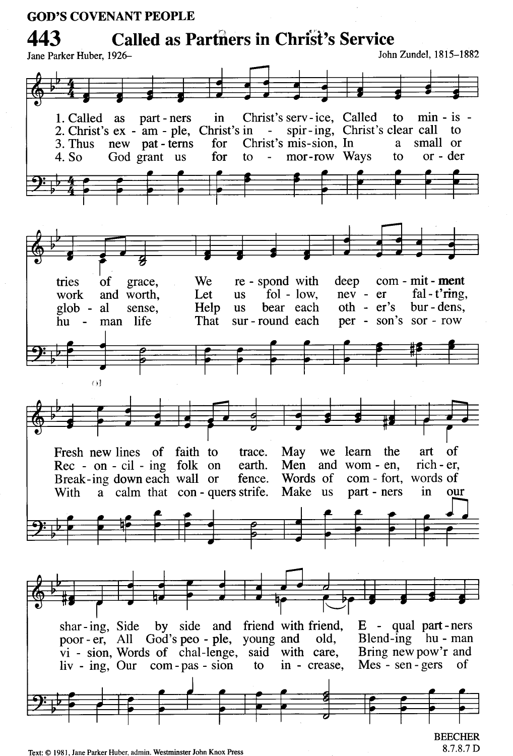GOD'S COVENANT PEOPLE

# 443 Called as Partners in Christ's Service

Jane Parker Huber, 1926–

John Zundel, 1815–1882

1. Called as part-ners in Christ's serv-ice, Called to min-is-tries of grace, We re-spond with deep com-mit-ment Fresh new lines of faith to trace. May we learn the art of shar-ing, Side by side and friend with friend, E-qual part-ners

2. Christ's ex-am-ple, Christ's in-spir-ing, Christ's clear call to work and worth, Let us fol-low, nev-er fal-t'ring, Rec-on-cil-ing folk on earth. Men and wom-en, rich-er, poor-er, All God's peo-ple, young and old, Blend-ing hu-man

3. Thus new pat-terns for Christ's mis-sion, In a small or glob-al sense, Help us bear each oth-er's bur-dens, Break-ing down each wall or fence. Words of com-fort, words of vi-sion, Words of chal-lenge, said with care, Bring new pow'r and

4. So God grant us for to-mor-row Ways to or-der hu-man life That sur-round each per-son's sor-row With a calm that con-quers strife. Make us part-ners in our liv-ing, Our com-pas-sion to in-crease, Mes-sen-gers of

BEECHER
8.7.8.7 D

Text: © 1981, Jane Parker Huber, admin. Westminster John Knox Press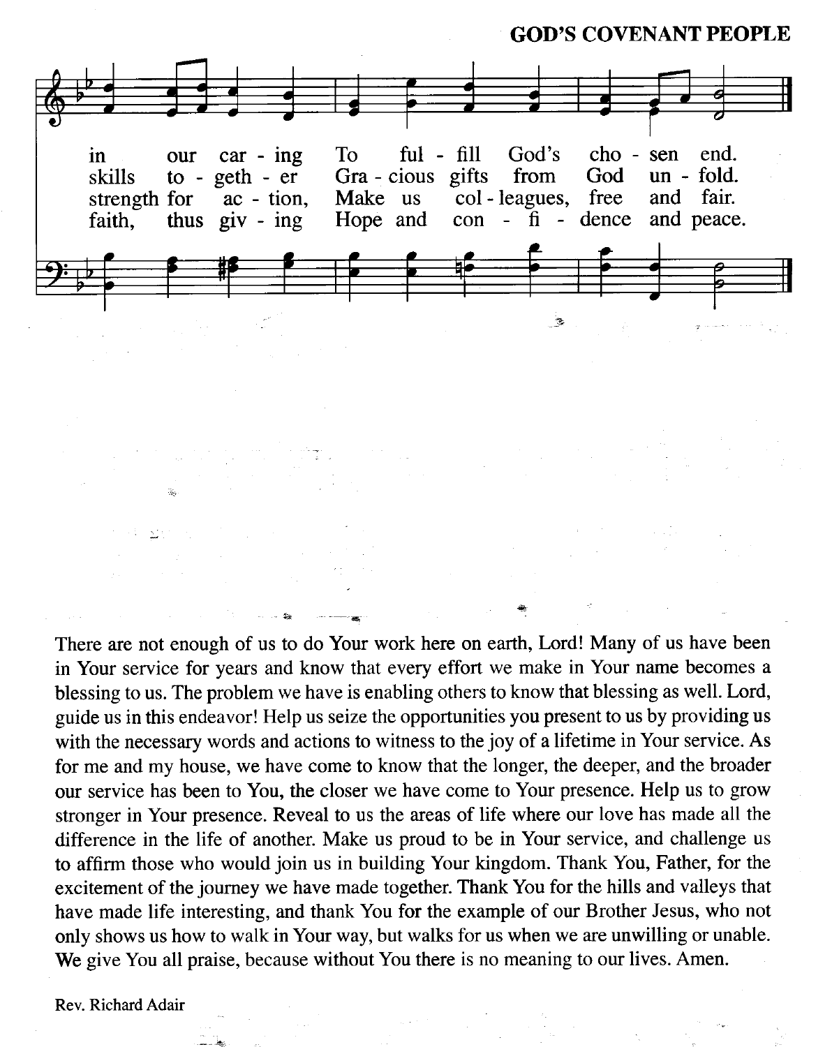# GOD'S COVENANT PEOPLE

in our car - ing To ful - fill God's cho - sen end.
skills to - geth - er Gra - cious gifts from God un - fold.
strength for ac - tion, Make us col - leagues, free and fair.
faith, thus giv - ing Hope and con - fi - dence and peace.

There are not enough of us to do Your work here on earth, Lord! Many of us have been in Your service for years and know that every effort we make in Your name becomes a blessing to us. The problem we have is enabling others to know that blessing as well. Lord, guide us in this endeavor! Help us seize the opportunities you present to us by providing us with the necessary words and actions to witness to the joy of a lifetime in Your service. As for me and my house, we have come to know that the longer, the deeper, and the broader our service has been to You, the closer we have come to Your presence. Help us to grow stronger in Your presence. Reveal to us the areas of life where our love has made all the difference in the life of another. Make us proud to be in Your service, and challenge us to affirm those who would join us in building Your kingdom. Thank You, Father, for the excitement of the journey we have made together. Thank You for the hills and valleys that have made life interesting, and thank You for the example of our Brother Jesus, who not only shows us how to walk in Your way, but walks for us when we are unwilling or unable. We give You all praise, because without You there is no meaning to our lives. Amen.

Rev. Richard Adair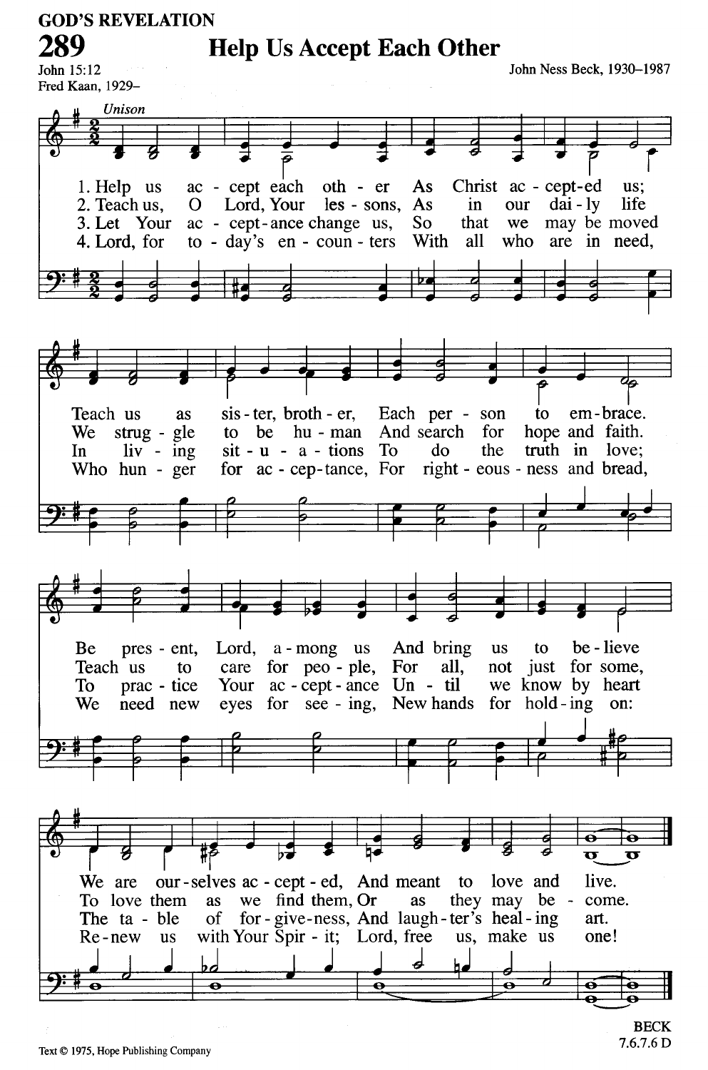GOD'S REVELATION

# 289 Help Us Accept Each Other

John 15:12
Fred Kaan, 1929–

John Ness Beck, 1930–1987

*Unison*

1. Help us accept each other As Christ accepted us;
Teach us as sister, brother, Each person to embrace.
Be present, Lord, among us And bring us to believe
We are ourselves accepted, And meant to love and live.

2. Teach us, O Lord, Your lessons, As in our daily life
We struggle to be human And search for hope and faith.
Teach us to care for people, For all, not just for some,
To love them as we find them, Or as they may become.

3. Let Your acceptance change us, So that we may be moved
In living situations To do the truth in love;
To practice Your acceptance Until we know by heart
The table of forgiveness, And laughter's healing art.

4. Lord, for today's encounters With all who are in need,
Who hunger for acceptance, For righteousness and bread,
We need new eyes for seeing, New hands for holding on:
Renew us with Your Spirit; Lord, free us, make us one!

Text © 1975, Hope Publishing Company

BECK
7.6.7.6 D